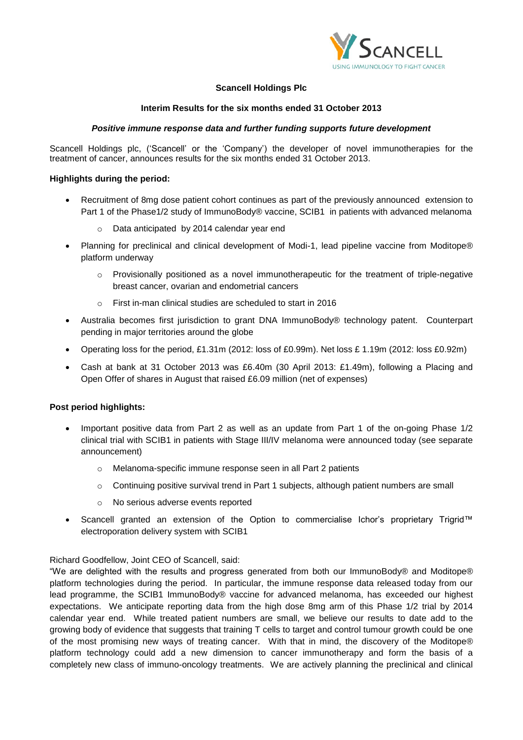**Scancell Holdings Plc**

**Interim Results for the six months ended 31 October 2013**

***Positive immune response data and further funding supports future development***

Scancell Holdings plc, ('Scancell' or the 'Company') the developer of novel immunotherapies for the treatment of cancer, announces results for the six months ended 31 October 2013.

**Highlights during the period:**

- Recruitment of 8mg dose patient cohort continues as part of the previously announced extension to Part 1 of the Phase1/2 study of ImmunoBody® vaccine, SCIB1 in patients with advanced melanoma
  - Data anticipated by 2014 calendar year end
- Planning for preclinical and clinical development of Modi-1, lead pipeline vaccine from Moditope® platform underway
  - Provisionally positioned as a novel immunotherapeutic for the treatment of triple-negative breast cancer, ovarian and endometrial cancers
  - First in-man clinical studies are scheduled to start in 2016
- Australia becomes first jurisdiction to grant DNA ImmunoBody® technology patent. Counterpart pending in major territories around the globe
- Operating loss for the period, £1.31m (2012: loss of £0.99m). Net loss £ 1.19m (2012: loss £0.92m)
- Cash at bank at 31 October 2013 was £6.40m (30 April 2013: £1.49m), following a Placing and Open Offer of shares in August that raised £6.09 million (net of expenses)

**Post period highlights:**

- Important positive data from Part 2 as well as an update from Part 1 of the on-going Phase 1/2 clinical trial with SCIB1 in patients with Stage III/IV melanoma were announced today (see separate announcement)
  - Melanoma-specific immune response seen in all Part 2 patients
  - Continuing positive survival trend in Part 1 subjects, although patient numbers are small
  - No serious adverse events reported
- Scancell granted an extension of the Option to commercialise Ichor's proprietary Trigrid™ electroporation delivery system with SCIB1

Richard Goodfellow, Joint CEO of Scancell, said:
"We are delighted with the results and progress generated from both our ImmunoBody® and Moditope® platform technologies during the period. In particular, the immune response data released today from our lead programme, the SCIB1 ImmunoBody® vaccine for advanced melanoma, has exceeded our highest expectations. We anticipate reporting data from the high dose 8mg arm of this Phase 1/2 trial by 2014 calendar year end. While treated patient numbers are small, we believe our results to date add to the growing body of evidence that suggests that training T cells to target and control tumour growth could be one of the most promising new ways of treating cancer. With that in mind, the discovery of the Moditope® platform technology could add a new dimension to cancer immunotherapy and form the basis of a completely new class of immuno-oncology treatments. We are actively planning the preclinical and clinical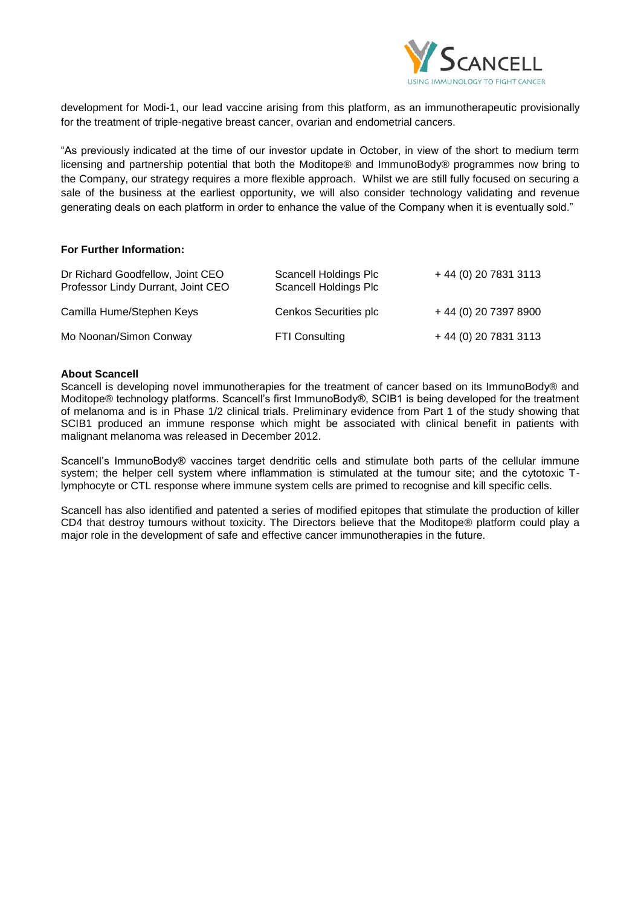development for Modi-1, our lead vaccine arising from this platform, as an immunotherapeutic provisionally for the treatment of triple-negative breast cancer, ovarian and endometrial cancers.

"As previously indicated at the time of our investor update in October, in view of the short to medium term licensing and partnership potential that both the Moditope® and ImmunoBody® programmes now bring to the Company, our strategy requires a more flexible approach. Whilst we are still fully focused on securing a sale of the business at the earliest opportunity, we will also consider technology validating and revenue generating deals on each platform in order to enhance the value of the Company when it is eventually sold."

**For Further Information:**

| | | |
|---|---|---|
| Dr Richard Goodfellow, Joint CEO<br>Professor Lindy Durrant, Joint CEO | Scancell Holdings Plc<br>Scancell Holdings Plc | + 44 (0) 20 7831 3113 |
| Camilla Hume/Stephen Keys | Cenkos Securities plc | + 44 (0) 20 7397 8900 |
| Mo Noonan/Simon Conway | FTI Consulting | + 44 (0) 20 7831 3113 |

**About Scancell**

Scancell is developing novel immunotherapies for the treatment of cancer based on its ImmunoBody® and Moditope® technology platforms. Scancell's first ImmunoBody®, SCIB1 is being developed for the treatment of melanoma and is in Phase 1/2 clinical trials. Preliminary evidence from Part 1 of the study showing that SCIB1 produced an immune response which might be associated with clinical benefit in patients with malignant melanoma was released in December 2012.

Scancell's ImmunoBody® vaccines target dendritic cells and stimulate both parts of the cellular immune system; the helper cell system where inflammation is stimulated at the tumour site; and the cytotoxic T-lymphocyte or CTL response where immune system cells are primed to recognise and kill specific cells.

Scancell has also identified and patented a series of modified epitopes that stimulate the production of killer CD4 that destroy tumours without toxicity. The Directors believe that the Moditope® platform could play a major role in the development of safe and effective cancer immunotherapies in the future.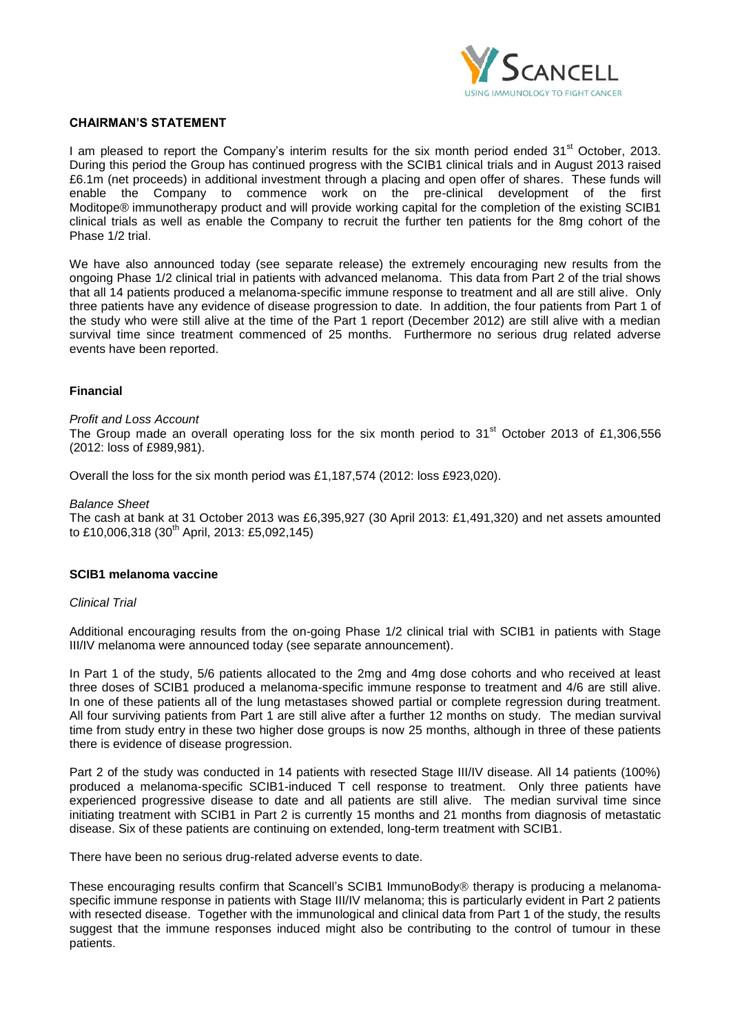## CHAIRMAN'S STATEMENT

I am pleased to report the Company's interim results for the six month period ended 31st October, 2013. During this period the Group has continued progress with the SCIB1 clinical trials and in August 2013 raised £6.1m (net proceeds) in additional investment through a placing and open offer of shares. These funds will enable the Company to commence work on the pre-clinical development of the first Moditope® immunotherapy product and will provide working capital for the completion of the existing SCIB1 clinical trials as well as enable the Company to recruit the further ten patients for the 8mg cohort of the Phase 1/2 trial.

We have also announced today (see separate release) the extremely encouraging new results from the ongoing Phase 1/2 clinical trial in patients with advanced melanoma. This data from Part 2 of the trial shows that all 14 patients produced a melanoma-specific immune response to treatment and all are still alive. Only three patients have any evidence of disease progression to date. In addition, the four patients from Part 1 of the study who were still alive at the time of the Part 1 report (December 2012) are still alive with a median survival time since treatment commenced of 25 months. Furthermore no serious drug related adverse events have been reported.

### Financial

*Profit and Loss Account*

The Group made an overall operating loss for the six month period to 31st October 2013 of £1,306,556 (2012: loss of £989,981).

Overall the loss for the six month period was £1,187,574 (2012: loss £923,020).

*Balance Sheet*

The cash at bank at 31 October 2013 was £6,395,927 (30 April 2013: £1,491,320) and net assets amounted to £10,006,318 (30th April, 2013: £5,092,145)

### SCIB1 melanoma vaccine

*Clinical Trial*

Additional encouraging results from the on-going Phase 1/2 clinical trial with SCIB1 in patients with Stage III/IV melanoma were announced today (see separate announcement).

In Part 1 of the study, 5/6 patients allocated to the 2mg and 4mg dose cohorts and who received at least three doses of SCIB1 produced a melanoma-specific immune response to treatment and 4/6 are still alive. In one of these patients all of the lung metastases showed partial or complete regression during treatment. All four surviving patients from Part 1 are still alive after a further 12 months on study. The median survival time from study entry in these two higher dose groups is now 25 months, although in three of these patients there is evidence of disease progression.

Part 2 of the study was conducted in 14 patients with resected Stage III/IV disease. All 14 patients (100%) produced a melanoma-specific SCIB1-induced T cell response to treatment. Only three patients have experienced progressive disease to date and all patients are still alive. The median survival time since initiating treatment with SCIB1 in Part 2 is currently 15 months and 21 months from diagnosis of metastatic disease. Six of these patients are continuing on extended, long-term treatment with SCIB1.

There have been no serious drug-related adverse events to date.

These encouraging results confirm that Scancell's SCIB1 ImmunoBody® therapy is producing a melanoma-specific immune response in patients with Stage III/IV melanoma; this is particularly evident in Part 2 patients with resected disease. Together with the immunological and clinical data from Part 1 of the study, the results suggest that the immune responses induced might also be contributing to the control of tumour in these patients.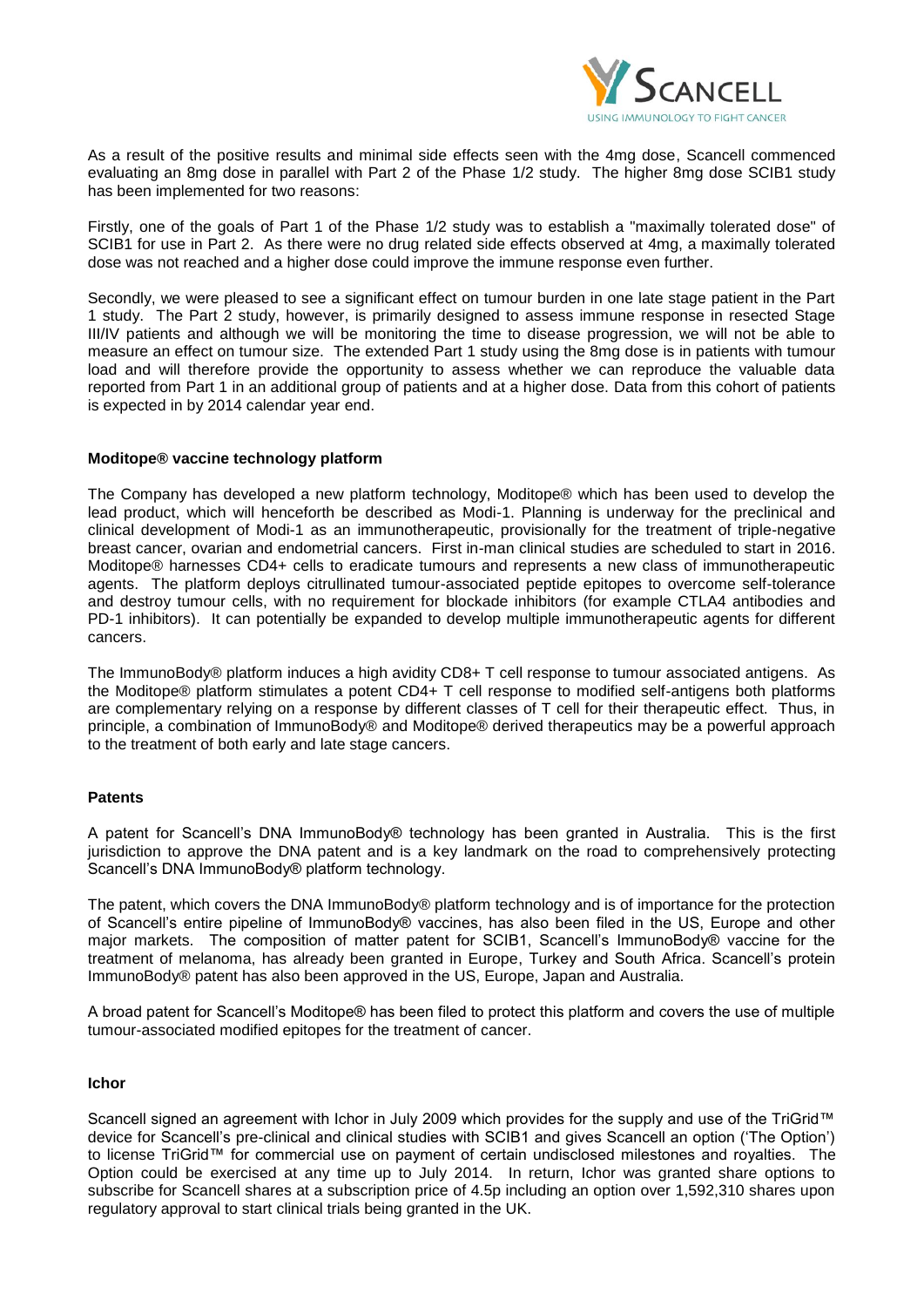As a result of the positive results and minimal side effects seen with the 4mg dose, Scancell commenced evaluating an 8mg dose in parallel with Part 2 of the Phase 1/2 study. The higher 8mg dose SCIB1 study has been implemented for two reasons:

Firstly, one of the goals of Part 1 of the Phase 1/2 study was to establish a "maximally tolerated dose" of SCIB1 for use in Part 2. As there were no drug related side effects observed at 4mg, a maximally tolerated dose was not reached and a higher dose could improve the immune response even further.

Secondly, we were pleased to see a significant effect on tumour burden in one late stage patient in the Part 1 study. The Part 2 study, however, is primarily designed to assess immune response in resected Stage III/IV patients and although we will be monitoring the time to disease progression, we will not be able to measure an effect on tumour size. The extended Part 1 study using the 8mg dose is in patients with tumour load and will therefore provide the opportunity to assess whether we can reproduce the valuable data reported from Part 1 in an additional group of patients and at a higher dose. Data from this cohort of patients is expected in by 2014 calendar year end.

**Moditope® vaccine technology platform**

The Company has developed a new platform technology, Moditope® which has been used to develop the lead product, which will henceforth be described as Modi-1. Planning is underway for the preclinical and clinical development of Modi-1 as an immunotherapeutic, provisionally for the treatment of triple-negative breast cancer, ovarian and endometrial cancers. First in-man clinical studies are scheduled to start in 2016. Moditope® harnesses CD4+ cells to eradicate tumours and represents a new class of immunotherapeutic agents. The platform deploys citrullinated tumour-associated peptide epitopes to overcome self-tolerance and destroy tumour cells, with no requirement for blockade inhibitors (for example CTLA4 antibodies and PD-1 inhibitors). It can potentially be expanded to develop multiple immunotherapeutic agents for different cancers.

The ImmunoBody® platform induces a high avidity CD8+ T cell response to tumour associated antigens. As the Moditope® platform stimulates a potent CD4+ T cell response to modified self-antigens both platforms are complementary relying on a response by different classes of T cell for their therapeutic effect. Thus, in principle, a combination of ImmunoBody® and Moditope® derived therapeutics may be a powerful approach to the treatment of both early and late stage cancers.

**Patents**

A patent for Scancell's DNA ImmunoBody® technology has been granted in Australia. This is the first jurisdiction to approve the DNA patent and is a key landmark on the road to comprehensively protecting Scancell's DNA ImmunoBody® platform technology.

The patent, which covers the DNA ImmunoBody® platform technology and is of importance for the protection of Scancell's entire pipeline of ImmunoBody® vaccines, has also been filed in the US, Europe and other major markets. The composition of matter patent for SCIB1, Scancell's ImmunoBody® vaccine for the treatment of melanoma, has already been granted in Europe, Turkey and South Africa. Scancell's protein ImmunoBody® patent has also been approved in the US, Europe, Japan and Australia.

A broad patent for Scancell's Moditope® has been filed to protect this platform and covers the use of multiple tumour-associated modified epitopes for the treatment of cancer.

**Ichor**

Scancell signed an agreement with Ichor in July 2009 which provides for the supply and use of the TriGrid™ device for Scancell's pre-clinical and clinical studies with SCIB1 and gives Scancell an option ('The Option') to license TriGrid™ for commercial use on payment of certain undisclosed milestones and royalties. The Option could be exercised at any time up to July 2014. In return, Ichor was granted share options to subscribe for Scancell shares at a subscription price of 4.5p including an option over 1,592,310 shares upon regulatory approval to start clinical trials being granted in the UK.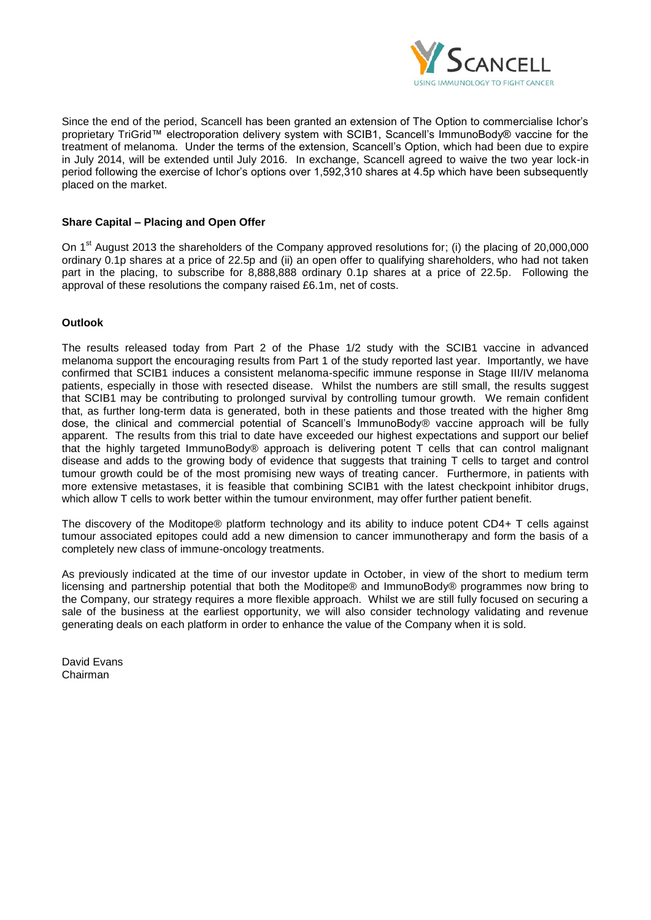Since the end of the period, Scancell has been granted an extension of The Option to commercialise Ichor's proprietary TriGrid™ electroporation delivery system with SCIB1, Scancell's ImmunoBody® vaccine for the treatment of melanoma. Under the terms of the extension, Scancell's Option, which had been due to expire in July 2014, will be extended until July 2016. In exchange, Scancell agreed to waive the two year lock-in period following the exercise of Ichor's options over 1,592,310 shares at 4.5p which have been subsequently placed on the market.

**Share Capital – Placing and Open Offer**

On 1st August 2013 the shareholders of the Company approved resolutions for; (i) the placing of 20,000,000 ordinary 0.1p shares at a price of 22.5p and (ii) an open offer to qualifying shareholders, who had not taken part in the placing, to subscribe for 8,888,888 ordinary 0.1p shares at a price of 22.5p. Following the approval of these resolutions the company raised £6.1m, net of costs.

**Outlook**

The results released today from Part 2 of the Phase 1/2 study with the SCIB1 vaccine in advanced melanoma support the encouraging results from Part 1 of the study reported last year. Importantly, we have confirmed that SCIB1 induces a consistent melanoma-specific immune response in Stage III/IV melanoma patients, especially in those with resected disease. Whilst the numbers are still small, the results suggest that SCIB1 may be contributing to prolonged survival by controlling tumour growth. We remain confident that, as further long-term data is generated, both in these patients and those treated with the higher 8mg dose, the clinical and commercial potential of Scancell's ImmunoBody® vaccine approach will be fully apparent. The results from this trial to date have exceeded our highest expectations and support our belief that the highly targeted ImmunoBody® approach is delivering potent T cells that can control malignant disease and adds to the growing body of evidence that suggests that training T cells to target and control tumour growth could be of the most promising new ways of treating cancer. Furthermore, in patients with more extensive metastases, it is feasible that combining SCIB1 with the latest checkpoint inhibitor drugs, which allow T cells to work better within the tumour environment, may offer further patient benefit.

The discovery of the Moditope® platform technology and its ability to induce potent CD4+ T cells against tumour associated epitopes could add a new dimension to cancer immunotherapy and form the basis of a completely new class of immune-oncology treatments.

As previously indicated at the time of our investor update in October, in view of the short to medium term licensing and partnership potential that both the Moditope® and ImmunoBody® programmes now bring to the Company, our strategy requires a more flexible approach. Whilst we are still fully focused on securing a sale of the business at the earliest opportunity, we will also consider technology validating and revenue generating deals on each platform in order to enhance the value of the Company when it is sold.

David Evans
Chairman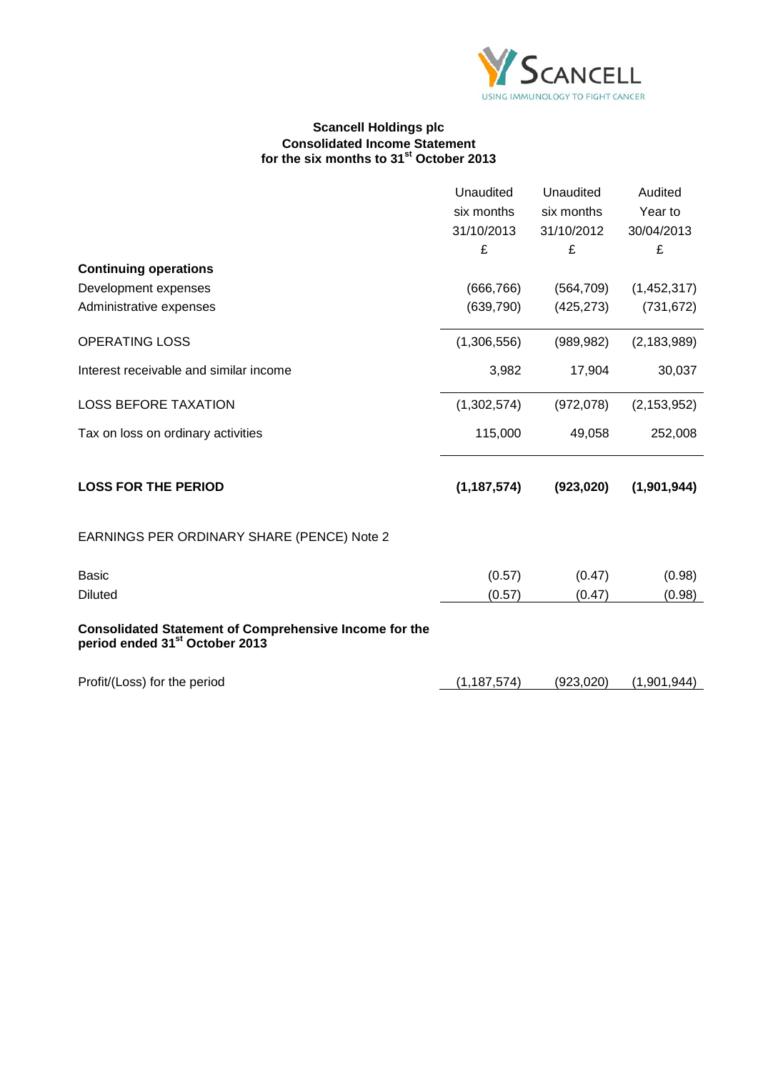**Scancell Holdings plc**
**Consolidated Income Statement**
**for the six months to 31st October 2013**

| | Unaudited six months 31/10/2013 £ | Unaudited six months 31/10/2012 £ | Audited Year to 30/04/2013 £ |
|---|---|---|---|
| **Continuing operations** | | | |
| Development expenses | (666,766) | (564,709) | (1,452,317) |
| Administrative expenses | (639,790) | (425,273) | (731,672) |
| OPERATING LOSS | (1,306,556) | (989,982) | (2,183,989) |
| Interest receivable and similar income | 3,982 | 17,904 | 30,037 |
| LOSS BEFORE TAXATION | (1,302,574) | (972,078) | (2,153,952) |
| Tax on loss on ordinary activities | 115,000 | 49,058 | 252,008 |
| **LOSS FOR THE PERIOD** | **(1,187,574)** | **(923,020)** | **(1,901,944)** |
| EARNINGS PER ORDINARY SHARE (PENCE) Note 2 | | | |
| Basic | (0.57) | (0.47) | (0.98) |
| Diluted | (0.57) | (0.47) | (0.98) |

**Consolidated Statement of Comprehensive Income for the period ended 31st October 2013**

| | | | |
|---|---|---|---|
| Profit/(Loss) for the period | (1,187,574) | (923,020) | (1,901,944) |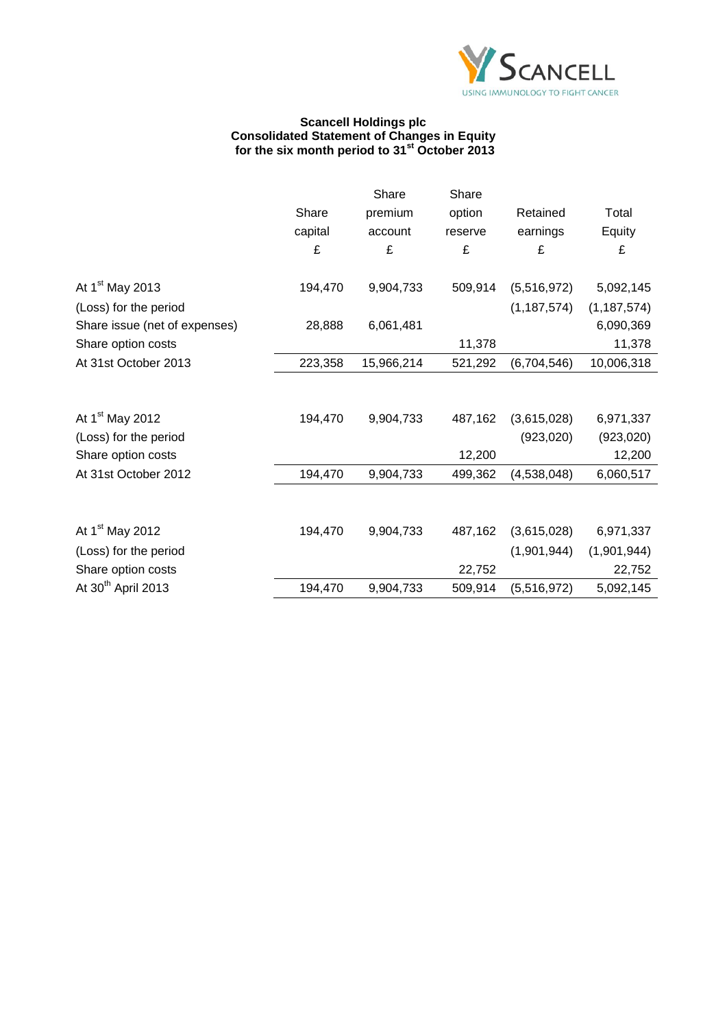**Scancell Holdings plc**
**Consolidated Statement of Changes in Equity**
**for the six month period to 31st October 2013**

| | Share capital £ | Share premium account £ | Share option reserve £ | Retained earnings £ | Total Equity £ |
|---|---|---|---|---|---|
| At 1st May 2013 | 194,470 | 9,904,733 | 509,914 | (5,516,972) | 5,092,145 |
| (Loss) for the period | | | | (1,187,574) | (1,187,574) |
| Share issue (net of expenses) | 28,888 | 6,061,481 | | | 6,090,369 |
| Share option costs | | | 11,378 | | 11,378 |
| At 31st October 2013 | 223,358 | 15,966,214 | 521,292 | (6,704,546) | 10,006,318 |
| | | | | | |
| At 1st May 2012 | 194,470 | 9,904,733 | 487,162 | (3,615,028) | 6,971,337 |
| (Loss) for the period | | | | (923,020) | (923,020) |
| Share option costs | | | 12,200 | | 12,200 |
| At 31st October 2012 | 194,470 | 9,904,733 | 499,362 | (4,538,048) | 6,060,517 |
| | | | | | |
| At 1st May 2012 | 194,470 | 9,904,733 | 487,162 | (3,615,028) | 6,971,337 |
| (Loss) for the period | | | | (1,901,944) | (1,901,944) |
| Share option costs | | | 22,752 | | 22,752 |
| At 30th April 2013 | 194,470 | 9,904,733 | 509,914 | (5,516,972) | 5,092,145 |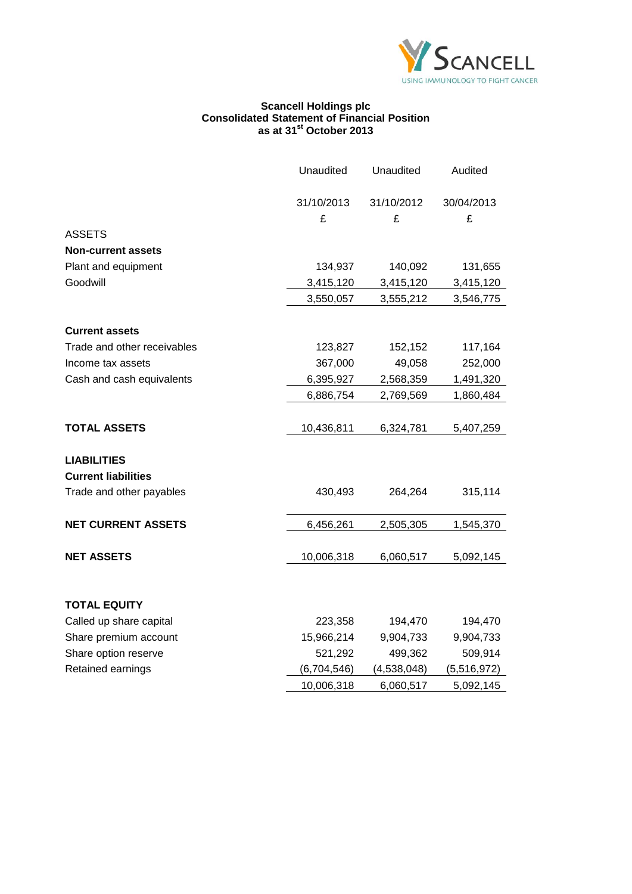**Scancell Holdings plc**
**Consolidated Statement of Financial Position**
**as at 31st October 2013**

| | Unaudited | Unaudited | Audited |
|---|---|---|---|
| | 31/10/2013 | 31/10/2012 | 30/04/2013 |
| | £ | £ | £ |
| ASSETS | | | |
| **Non-current assets** | | | |
| Plant and equipment | 134,937 | 140,092 | 131,655 |
| Goodwill | 3,415,120 | 3,415,120 | 3,415,120 |
| | 3,550,057 | 3,555,212 | 3,546,775 |
| **Current assets** | | | |
| Trade and other receivables | 123,827 | 152,152 | 117,164 |
| Income tax assets | 367,000 | 49,058 | 252,000 |
| Cash and cash equivalents | 6,395,927 | 2,568,359 | 1,491,320 |
| | 6,886,754 | 2,769,569 | 1,860,484 |
| **TOTAL ASSETS** | 10,436,811 | 6,324,781 | 5,407,259 |
| **LIABILITIES** | | | |
| **Current liabilities** | | | |
| Trade and other payables | 430,493 | 264,264 | 315,114 |
| **NET CURRENT ASSETS** | 6,456,261 | 2,505,305 | 1,545,370 |
| **NET ASSETS** | 10,006,318 | 6,060,517 | 5,092,145 |
| **TOTAL EQUITY** | | | |
| Called up share capital | 223,358 | 194,470 | 194,470 |
| Share premium account | 15,966,214 | 9,904,733 | 9,904,733 |
| Share option reserve | 521,292 | 499,362 | 509,914 |
| Retained earnings | (6,704,546) | (4,538,048) | (5,516,972) |
| | 10,006,318 | 6,060,517 | 5,092,145 |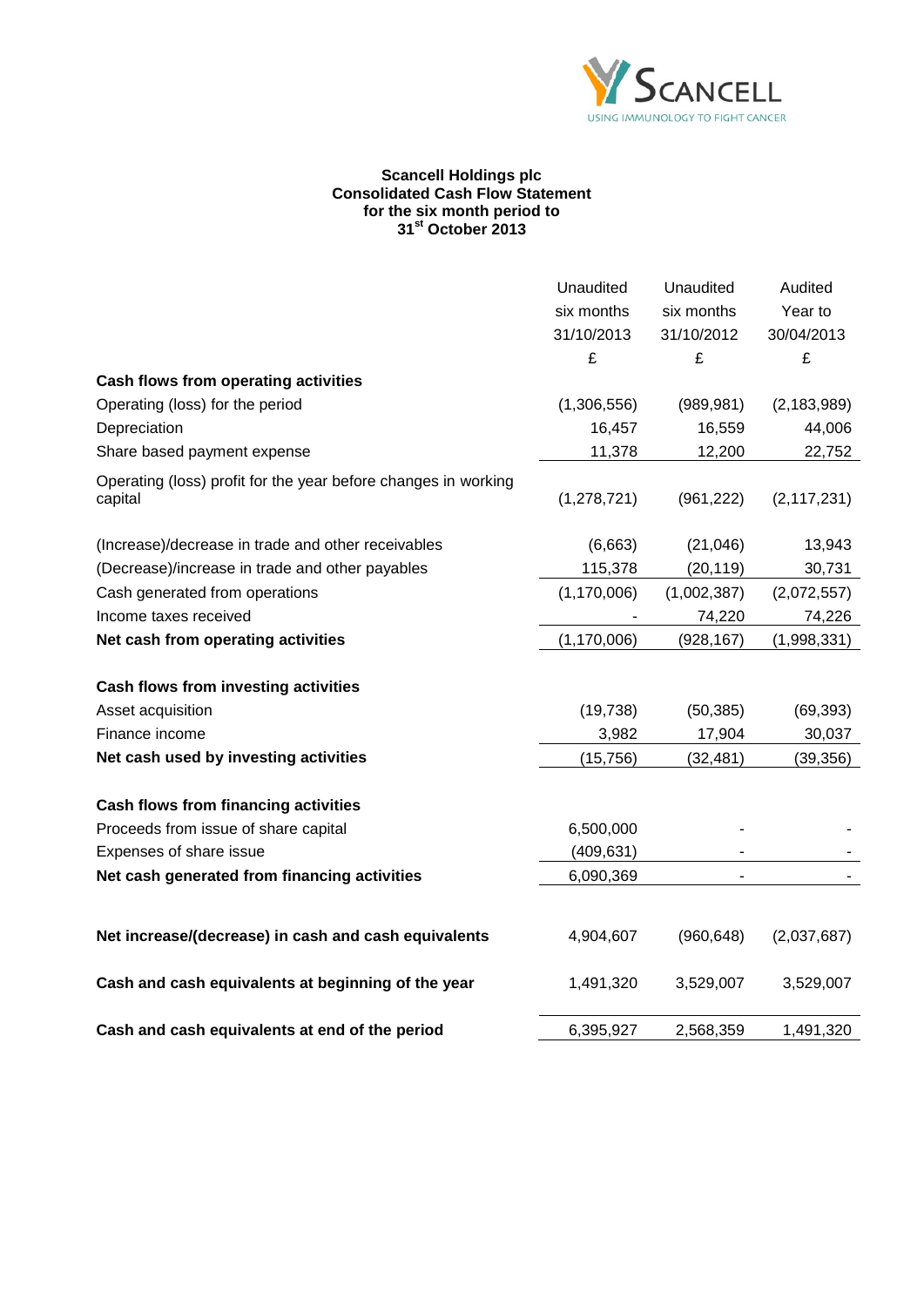Scancell Holdings plc
Consolidated Cash Flow Statement
for the six month period to
31st October 2013

| | Unaudited six months 31/10/2013 £ | Unaudited six months 31/10/2012 £ | Audited Year to 30/04/2013 £ |
|---|---|---|---|
| **Cash flows from operating activities** | | | |
| Operating (loss) for the period | (1,306,556) | (989,981) | (2,183,989) |
| Depreciation | 16,457 | 16,559 | 44,006 |
| Share based payment expense | 11,378 | 12,200 | 22,752 |
| Operating (loss) profit for the year before changes in working capital | (1,278,721) | (961,222) | (2,117,231) |
| (Increase)/decrease in trade and other receivables | (6,663) | (21,046) | 13,943 |
| (Decrease)/increase in trade and other payables | 115,378 | (20,119) | 30,731 |
| Cash generated from operations | (1,170,006) | (1,002,387) | (2,072,557) |
| Income taxes received | - | 74,220 | 74,226 |
| **Net cash from operating activities** | (1,170,006) | (928,167) | (1,998,331) |
| **Cash flows from investing activities** | | | |
| Asset acquisition | (19,738) | (50,385) | (69,393) |
| Finance income | 3,982 | 17,904 | 30,037 |
| **Net cash used by investing activities** | (15,756) | (32,481) | (39,356) |
| **Cash flows from financing activities** | | | |
| Proceeds from issue of share capital | 6,500,000 | - | - |
| Expenses of share issue | (409,631) | - | - |
| **Net cash generated from financing activities** | 6,090,369 | - | - |
| **Net increase/(decrease) in cash and cash equivalents** | 4,904,607 | (960,648) | (2,037,687) |
| **Cash and cash equivalents at beginning of the year** | 1,491,320 | 3,529,007 | 3,529,007 |
| **Cash and cash equivalents at end of the period** | 6,395,927 | 2,568,359 | 1,491,320 |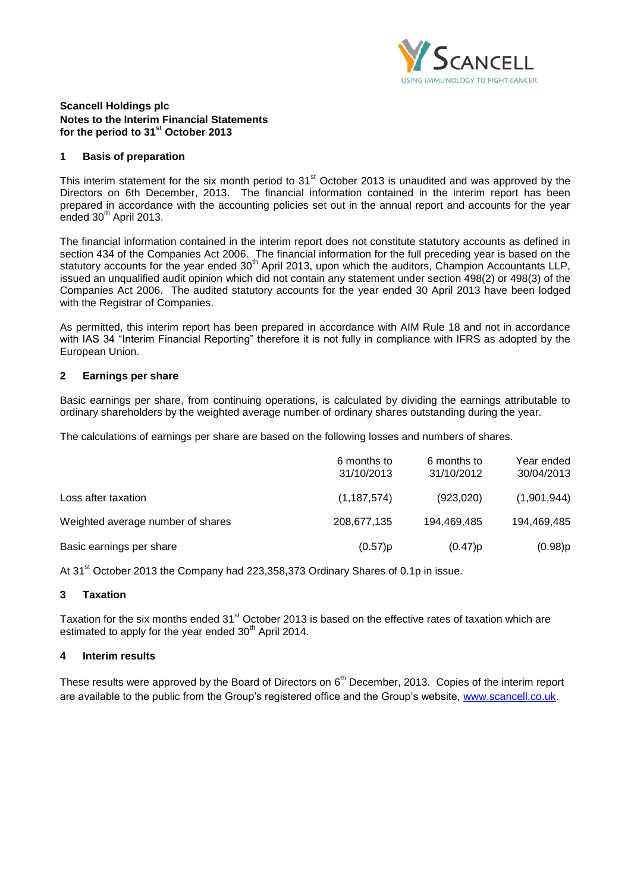**Scancell Holdings plc**
**Notes to the Interim Financial Statements**
**for the period to 31st October 2013**

## 1 Basis of preparation

This interim statement for the six month period to 31st October 2013 is unaudited and was approved by the Directors on 6th December, 2013. The financial information contained in the interim report has been prepared in accordance with the accounting policies set out in the annual report and accounts for the year ended 30th April 2013.

The financial information contained in the interim report does not constitute statutory accounts as defined in section 434 of the Companies Act 2006. The financial information for the full preceding year is based on the statutory accounts for the year ended 30th April 2013, upon which the auditors, Champion Accountants LLP, issued an unqualified audit opinion which did not contain any statement under section 498(2) or 498(3) of the Companies Act 2006. The audited statutory accounts for the year ended 30 April 2013 have been lodged with the Registrar of Companies.

As permitted, this interim report has been prepared in accordance with AIM Rule 18 and not in accordance with IAS 34 "Interim Financial Reporting" therefore it is not fully in compliance with IFRS as adopted by the European Union.

## 2 Earnings per share

Basic earnings per share, from continuing operations, is calculated by dividing the earnings attributable to ordinary shareholders by the weighted average number of ordinary shares outstanding during the year.

The calculations of earnings per share are based on the following losses and numbers of shares.

| | 6 months to 31/10/2013 | 6 months to 31/10/2012 | Year ended 30/04/2013 |
|---|---|---|---|
| Loss after taxation | (1,187,574) | (923,020) | (1,901,944) |
| Weighted average number of shares | 208,677,135 | 194,469,485 | 194,469,485 |
| Basic earnings per share | (0.57)p | (0.47)p | (0.98)p |

At 31st October 2013 the Company had 223,358,373 Ordinary Shares of 0.1p in issue.

## 3 Taxation

Taxation for the six months ended 31st October 2013 is based on the effective rates of taxation which are estimated to apply for the year ended 30th April 2014.

## 4 Interim results

These results were approved by the Board of Directors on 6th December, 2013. Copies of the interim report are available to the public from the Group's registered office and the Group's website, www.scancell.co.uk.